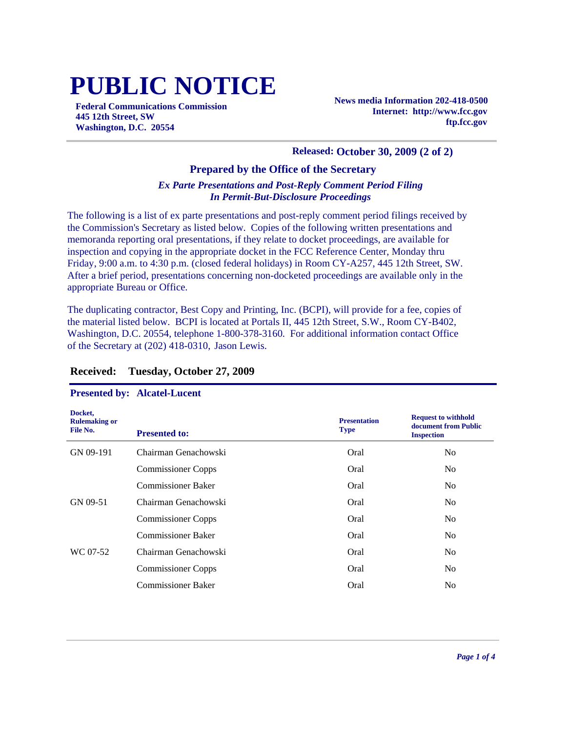# PUBLIC NOTICE

**Federal Communications Commission**
**445 12th Street, SW**
**Washington, D.C. 20554**

**News media Information 202-418-0500**
**Internet: http://www.fcc.gov**
**ftp.fcc.gov**

**Released: October 30, 2009 (2 of 2)**

### Prepared by the Office of the Secretary

***Ex Parte Presentations and Post-Reply Comment Period Filing In Permit-But-Disclosure Proceedings***

The following is a list of ex parte presentations and post-reply comment period filings received by the Commission's Secretary as listed below. Copies of the following written presentations and memoranda reporting oral presentations, if they relate to docket proceedings, are available for inspection and copying in the appropriate docket in the FCC Reference Center, Monday thru Friday, 9:00 a.m. to 4:30 p.m. (closed federal holidays) in Room CY-A257, 445 12th Street, SW. After a brief period, presentations concerning non-docketed proceedings are available only in the appropriate Bureau or Office.

The duplicating contractor, Best Copy and Printing, Inc. (BCPI), will provide for a fee, copies of the material listed below. BCPI is located at Portals II, 445 12th Street, S.W., Room CY-B402, Washington, D.C. 20554, telephone 1-800-378-3160. For additional information contact Office of the Secretary at (202) 418-0310, Jason Lewis.

## Received: Tuesday, October 27, 2009

**Presented by: Alcatel-Lucent**

| Docket, Rulemaking or File No. | Presented to: | Presentation Type | Request to withhold document from Public Inspection |
|---|---|---|---|
| GN 09-191 | Chairman Genachowski | Oral | No |
| | Commissioner Copps | Oral | No |
| | Commissioner Baker | Oral | No |
| GN 09-51 | Chairman Genachowski | Oral | No |
| | Commissioner Copps | Oral | No |
| | Commissioner Baker | Oral | No |
| WC 07-52 | Chairman Genachowski | Oral | No |
| | Commissioner Copps | Oral | No |
| | Commissioner Baker | Oral | No |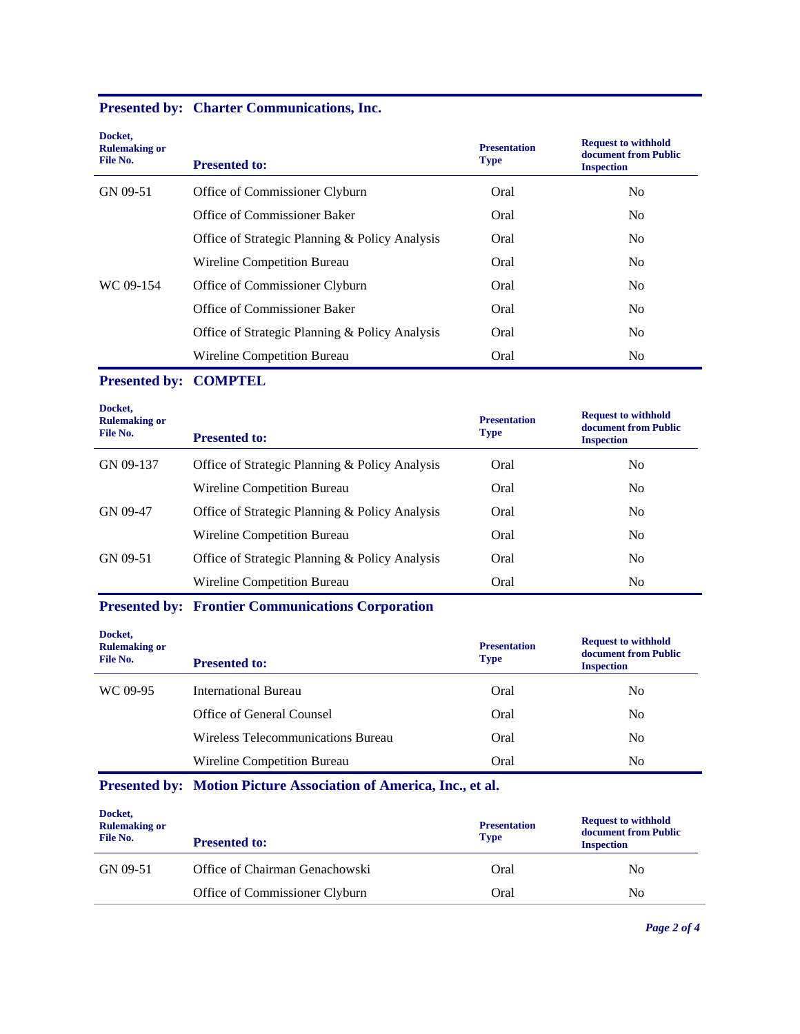**Presented by: Charter Communications, Inc.**

| Docket, Rulemaking or File No. | Presented to: | Presentation Type | Request to withhold document from Public Inspection |
|---|---|---|---|
| GN 09-51 | Office of Commissioner Clyburn | Oral | No |
| | Office of Commissioner Baker | Oral | No |
| | Office of Strategic Planning & Policy Analysis | Oral | No |
| | Wireline Competition Bureau | Oral | No |
| WC 09-154 | Office of Commissioner Clyburn | Oral | No |
| | Office of Commissioner Baker | Oral | No |
| | Office of Strategic Planning & Policy Analysis | Oral | No |
| | Wireline Competition Bureau | Oral | No |

**Presented by: COMPTEL**

| Docket, Rulemaking or File No. | Presented to: | Presentation Type | Request to withhold document from Public Inspection |
|---|---|---|---|
| GN 09-137 | Office of Strategic Planning & Policy Analysis | Oral | No |
| | Wireline Competition Bureau | Oral | No |
| GN 09-47 | Office of Strategic Planning & Policy Analysis | Oral | No |
| | Wireline Competition Bureau | Oral | No |
| GN 09-51 | Office of Strategic Planning & Policy Analysis | Oral | No |
| | Wireline Competition Bureau | Oral | No |

**Presented by: Frontier Communications Corporation**

| Docket, Rulemaking or File No. | Presented to: | Presentation Type | Request to withhold document from Public Inspection |
|---|---|---|---|
| WC 09-95 | International Bureau | Oral | No |
| | Office of General Counsel | Oral | No |
| | Wireless Telecommunications Bureau | Oral | No |
| | Wireline Competition Bureau | Oral | No |

**Presented by: Motion Picture Association of America, Inc., et al.**

| Docket, Rulemaking or File No. | Presented to: | Presentation Type | Request to withhold document from Public Inspection |
|---|---|---|---|
| GN 09-51 | Office of Chairman Genachowski | Oral | No |
| | Office of Commissioner Clyburn | Oral | No |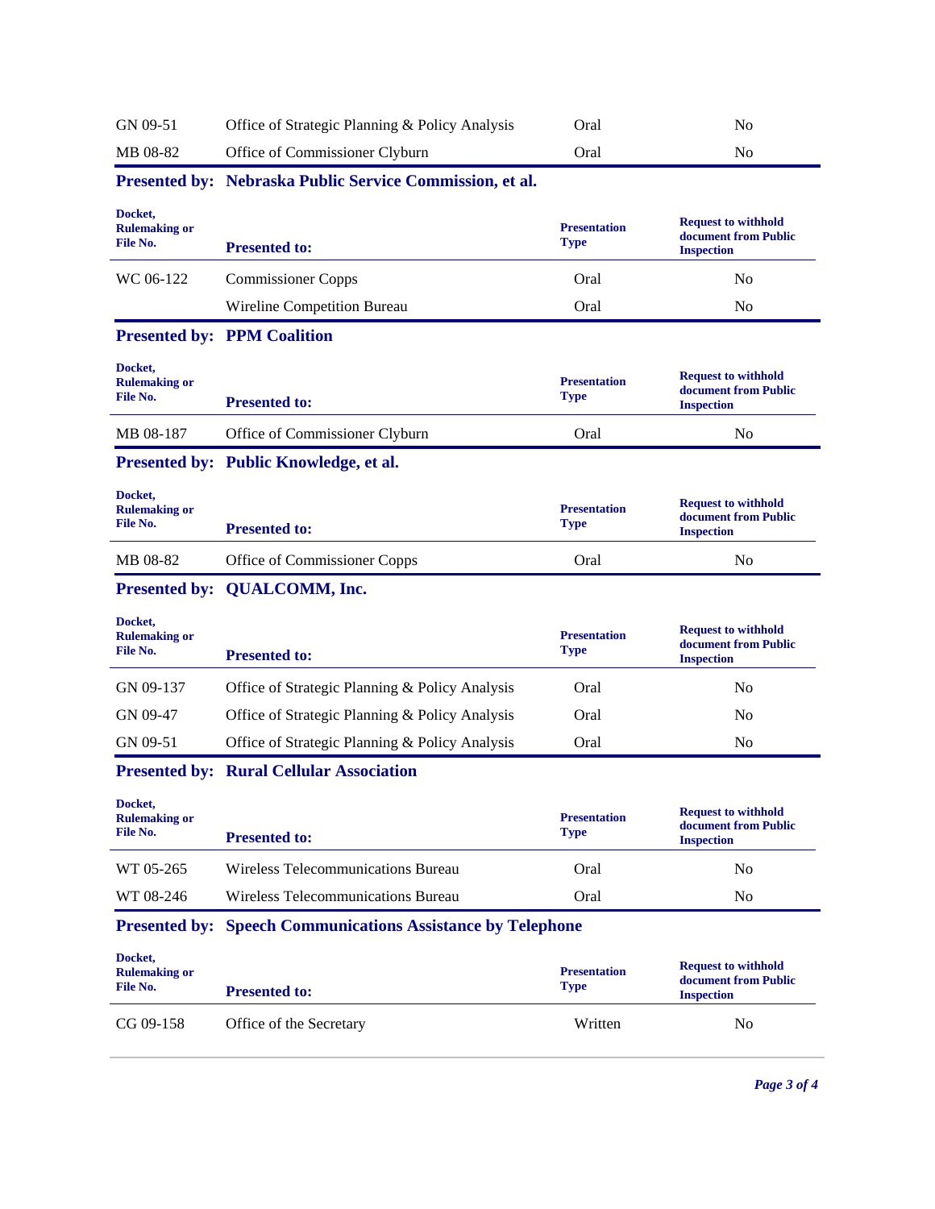| | | | |
|---|---|---|---|
| GN 09-51 | Office of Strategic Planning & Policy Analysis | Oral | No |
| MB 08-82 | Office of Commissioner Clyburn | Oral | No |

**Presented by: Nebraska Public Service Commission, et al.**

| Docket, Rulemaking or File No. | Presented to: | Presentation Type | Request to withhold document from Public Inspection |
|---|---|---|---|
| WC 06-122 | Commissioner Copps | Oral | No |
| | Wireline Competition Bureau | Oral | No |

**Presented by: PPM Coalition**

| Docket, Rulemaking or File No. | Presented to: | Presentation Type | Request to withhold document from Public Inspection |
|---|---|---|---|
| MB 08-187 | Office of Commissioner Clyburn | Oral | No |

**Presented by: Public Knowledge, et al.**

| Docket, Rulemaking or File No. | Presented to: | Presentation Type | Request to withhold document from Public Inspection |
|---|---|---|---|
| MB 08-82 | Office of Commissioner Copps | Oral | No |

**Presented by: QUALCOMM, Inc.**

| Docket, Rulemaking or File No. | Presented to: | Presentation Type | Request to withhold document from Public Inspection |
|---|---|---|---|
| GN 09-137 | Office of Strategic Planning & Policy Analysis | Oral | No |
| GN 09-47 | Office of Strategic Planning & Policy Analysis | Oral | No |
| GN 09-51 | Office of Strategic Planning & Policy Analysis | Oral | No |

**Presented by: Rural Cellular Association**

| Docket, Rulemaking or File No. | Presented to: | Presentation Type | Request to withhold document from Public Inspection |
|---|---|---|---|
| WT 05-265 | Wireless Telecommunications Bureau | Oral | No |
| WT 08-246 | Wireless Telecommunications Bureau | Oral | No |

**Presented by: Speech Communications Assistance by Telephone**

| Docket, Rulemaking or File No. | Presented to: | Presentation Type | Request to withhold document from Public Inspection |
|---|---|---|---|
| CG 09-158 | Office of the Secretary | Written | No |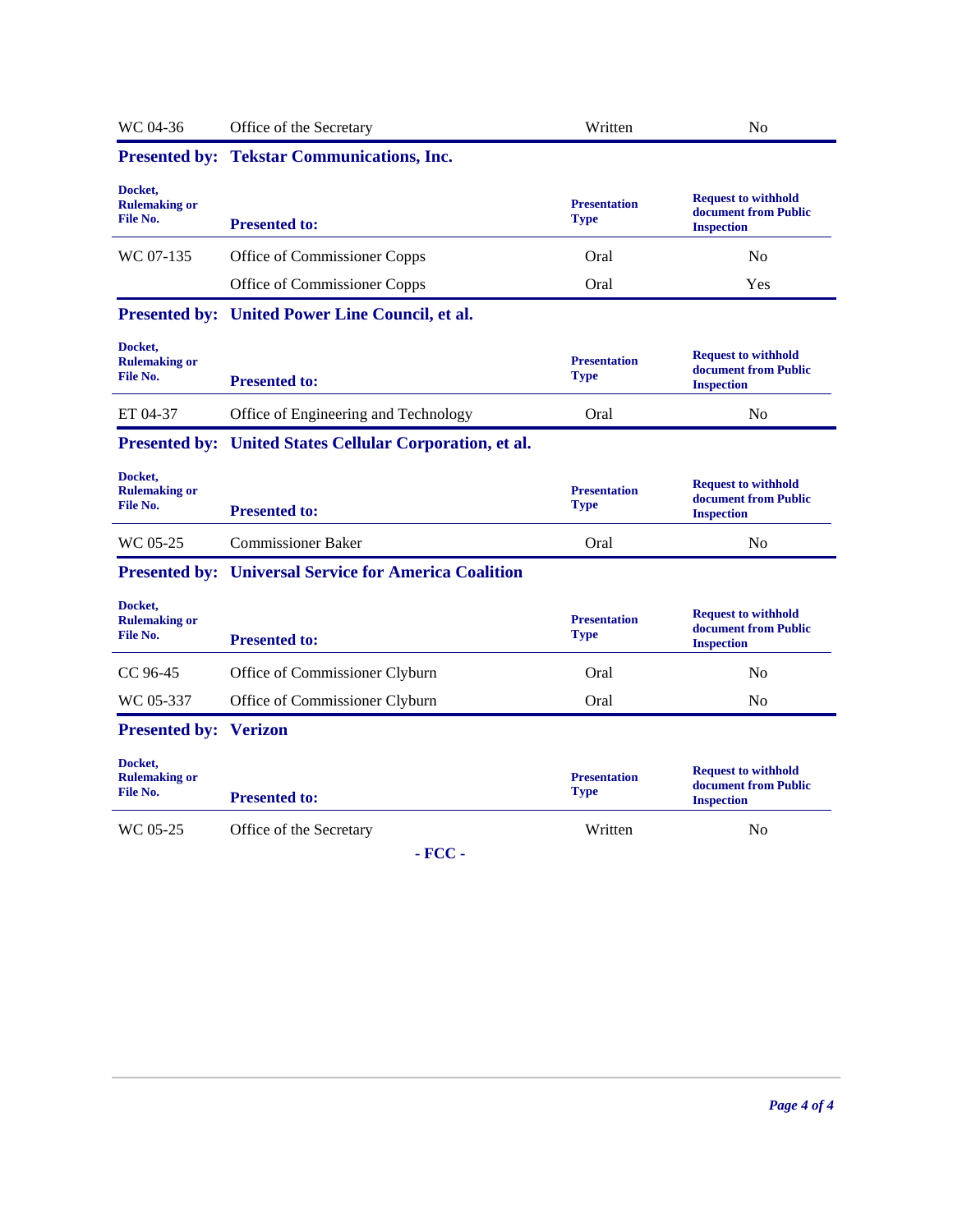| | | | |
|---|---|---|---|
| WC 04-36 | Office of the Secretary | Written | No |

**Presented by: Tekstar Communications, Inc.**

| Docket, Rulemaking or File No. | Presented to: | Presentation Type | Request to withhold document from Public Inspection |
|---|---|---|---|
| WC 07-135 | Office of Commissioner Copps | Oral | No |
| | Office of Commissioner Copps | Oral | Yes |

**Presented by: United Power Line Council, et al.**

| Docket, Rulemaking or File No. | Presented to: | Presentation Type | Request to withhold document from Public Inspection |
|---|---|---|---|
| ET 04-37 | Office of Engineering and Technology | Oral | No |

**Presented by: United States Cellular Corporation, et al.**

| Docket, Rulemaking or File No. | Presented to: | Presentation Type | Request to withhold document from Public Inspection |
|---|---|---|---|
| WC 05-25 | Commissioner Baker | Oral | No |

**Presented by: Universal Service for America Coalition**

| Docket, Rulemaking or File No. | Presented to: | Presentation Type | Request to withhold document from Public Inspection |
|---|---|---|---|
| CC 96-45 | Office of Commissioner Clyburn | Oral | No |
| WC 05-337 | Office of Commissioner Clyburn | Oral | No |

**Presented by: Verizon**

| Docket, Rulemaking or File No. | Presented to: | Presentation Type | Request to withhold document from Public Inspection |
|---|---|---|---|
| WC 05-25 | Office of the Secretary | Written | No |

**- FCC -**